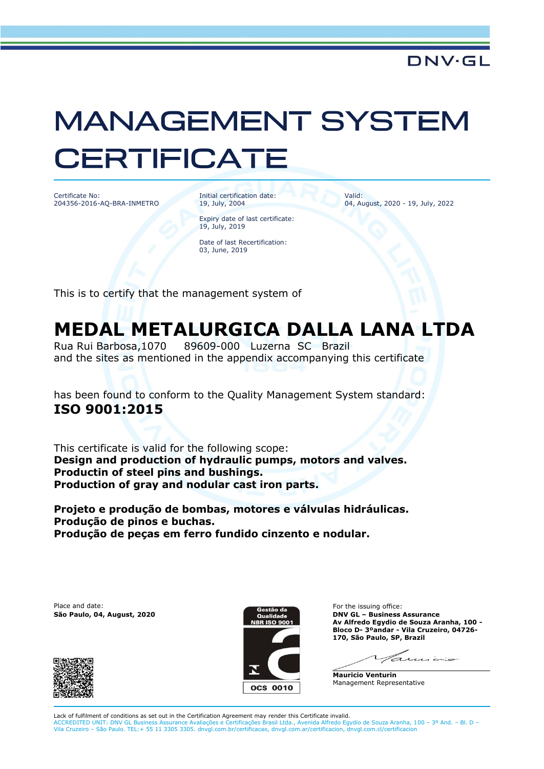DNV·GL

# MANAGEMENT SYSTEM CERTIFICATE

Certificate No:
204356-2016-AQ-BRA-INMETRO

Initial certification date:
19, July, 2004

Expiry date of last certificate:
19, July, 2019

Date of last Recertification:
03, June, 2019

Valid:
04, August, 2020 - 19, July, 2022

This is to certify that the management system of

## MEDAL METALURGICA DALLA LANA LTDA

Rua Rui Barbosa,1070 89609-000 Luzerna SC Brazil
and the sites as mentioned in the appendix accompanying this certificate

has been found to conform to the Quality Management System standard:
**ISO 9001:2015**

This certificate is valid for the following scope:
**Design and production of hydraulic pumps, motors and valves.**
**Productin of steel pins and bushings.**
**Production of gray and nodular cast iron parts.**

**Projeto e produção de bombas, motores e válvulas hidráulicas.**
**Produção de pinos e buchas.**
**Produção de peças em ferro fundido cinzento e nodular.**

Place and date:
**São Paulo, 04, August, 2020**

Gestão da Qualidade NBR ISO 9001
OCS 0010

For the issuing office:
**DNV GL – Business Assurance**
**Av Alfredo Egydio de Souza Aranha, 100 - Bloco D- 3ºandar - Vila Cruzeiro, 04726-170, São Paulo, SP, Brazil**

**Mauricio Venturin**
Management Representative

Lack of fulfilment of conditions as set out in the Certification Agreement may render this Certificate invalid.
ACCREDITED UNIT: DNV GL Business Assurance Avaliações e Certificações Brasil Ltda., Avenida Alfredo Egydio de Souza Aranha, 100 – 3º And. – Bl. D – Vila Cruzeiro – São Paulo. TEL:+ 55 11 3305 3305. dnvgl.com.br/certificacao, dnvgl.com.ar/certificacion, dnvgl.com.cl/certificacion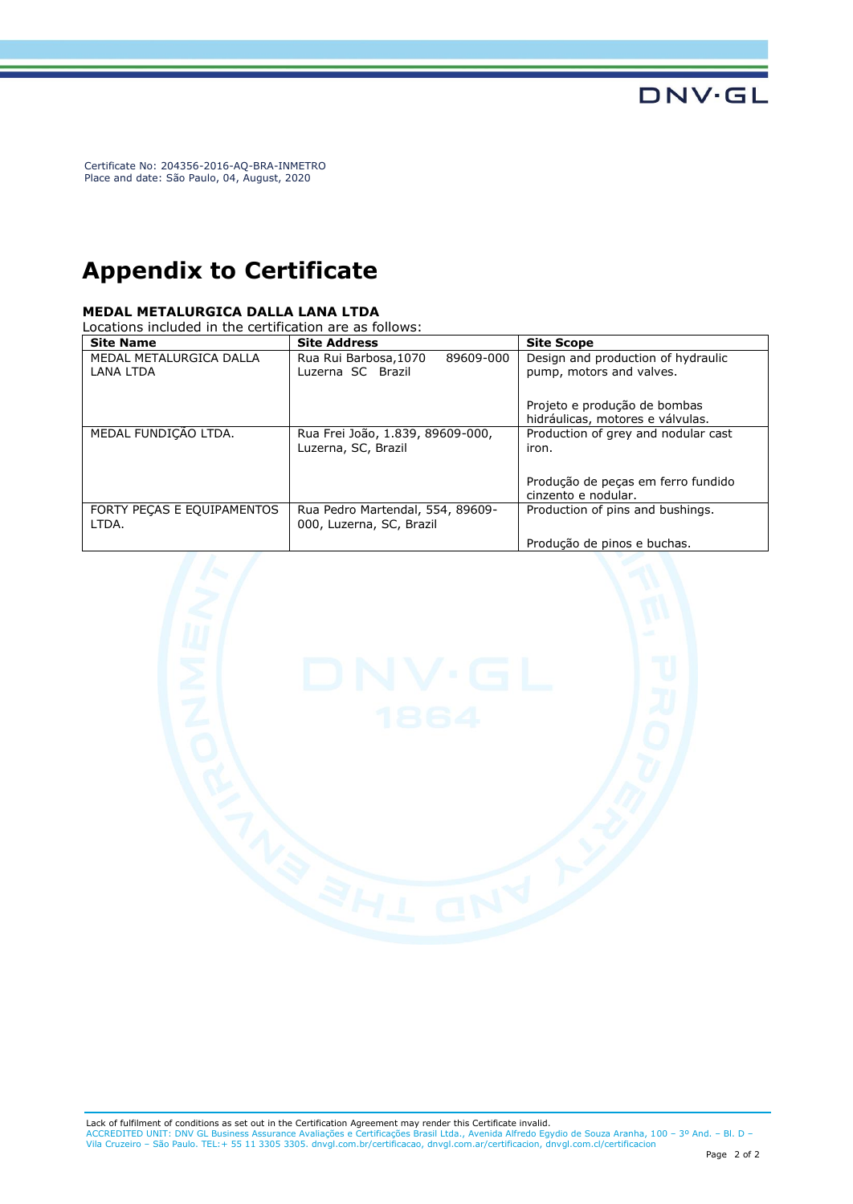Certificate No: 204356-2016-AQ-BRA-INMETRO
Place and date: São Paulo, 04, August, 2020

# Appendix to Certificate

**MEDAL METALURGICA DALLA LANA LTDA**

Locations included in the certification are as follows:

| Site Name | Site Address | Site Scope |
|---|---|---|
| MEDAL METALURGICA DALLA LANA LTDA | Rua Rui Barbosa,1070 89609-000 Luzerna SC Brazil | Design and production of hydraulic pump, motors and valves.<br><br>Projeto e produção de bombas hidráulicas, motores e válvulas. |
| MEDAL FUNDIÇÃO LTDA. | Rua Frei João, 1.839, 89609-000, Luzerna, SC, Brazil | Production of grey and nodular cast iron.<br><br>Produção de peças em ferro fundido cinzento e nodular. |
| FORTY PEÇAS E EQUIPAMENTOS LTDA. | Rua Pedro Martendal, 554, 89609-000, Luzerna, SC, Brazil | Production of pins and bushings.<br><br>Produção de pinos e buchas. |

Lack of fulfilment of conditions as set out in the Certification Agreement may render this Certificate invalid.
ACCREDITED UNIT: DNV GL Business Assurance Avaliações e Certificações Brasil Ltda., Avenida Alfredo Egydio de Souza Aranha, 100 – 3º And. – Bl. D – Vila Cruzeiro – São Paulo. TEL:+ 55 11 3305 3305. dnvgl.com.br/certificacao, dnvgl.com.ar/certificacion, dnvgl.com.cl/certificacion